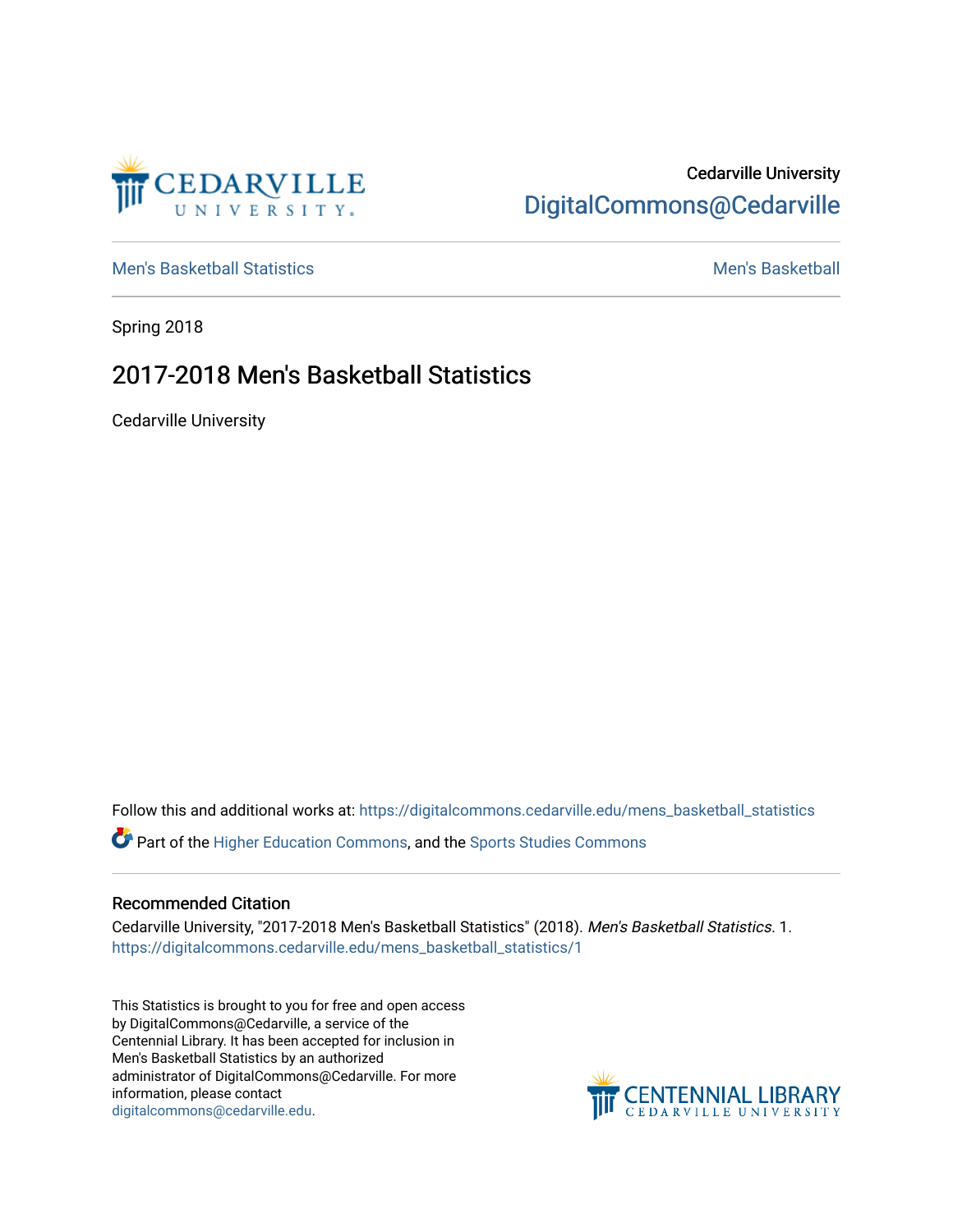Cedarville University
DigitalCommons@Cedarville

Men's Basketball Statistics | Men's Basketball

Spring 2018

# 2017-2018 Men's Basketball Statistics

Cedarville University

Follow this and additional works at: https://digitalcommons.cedarville.edu/mens_basketball_statistics

Part of the Higher Education Commons, and the Sports Studies Commons

## Recommended Citation

Cedarville University, "2017-2018 Men's Basketball Statistics" (2018). *Men's Basketball Statistics*. 1.
https://digitalcommons.cedarville.edu/mens_basketball_statistics/1

This Statistics is brought to you for free and open access by DigitalCommons@Cedarville, a service of the Centennial Library. It has been accepted for inclusion in Men's Basketball Statistics by an authorized administrator of DigitalCommons@Cedarville. For more information, please contact digitalcommons@cedarville.edu.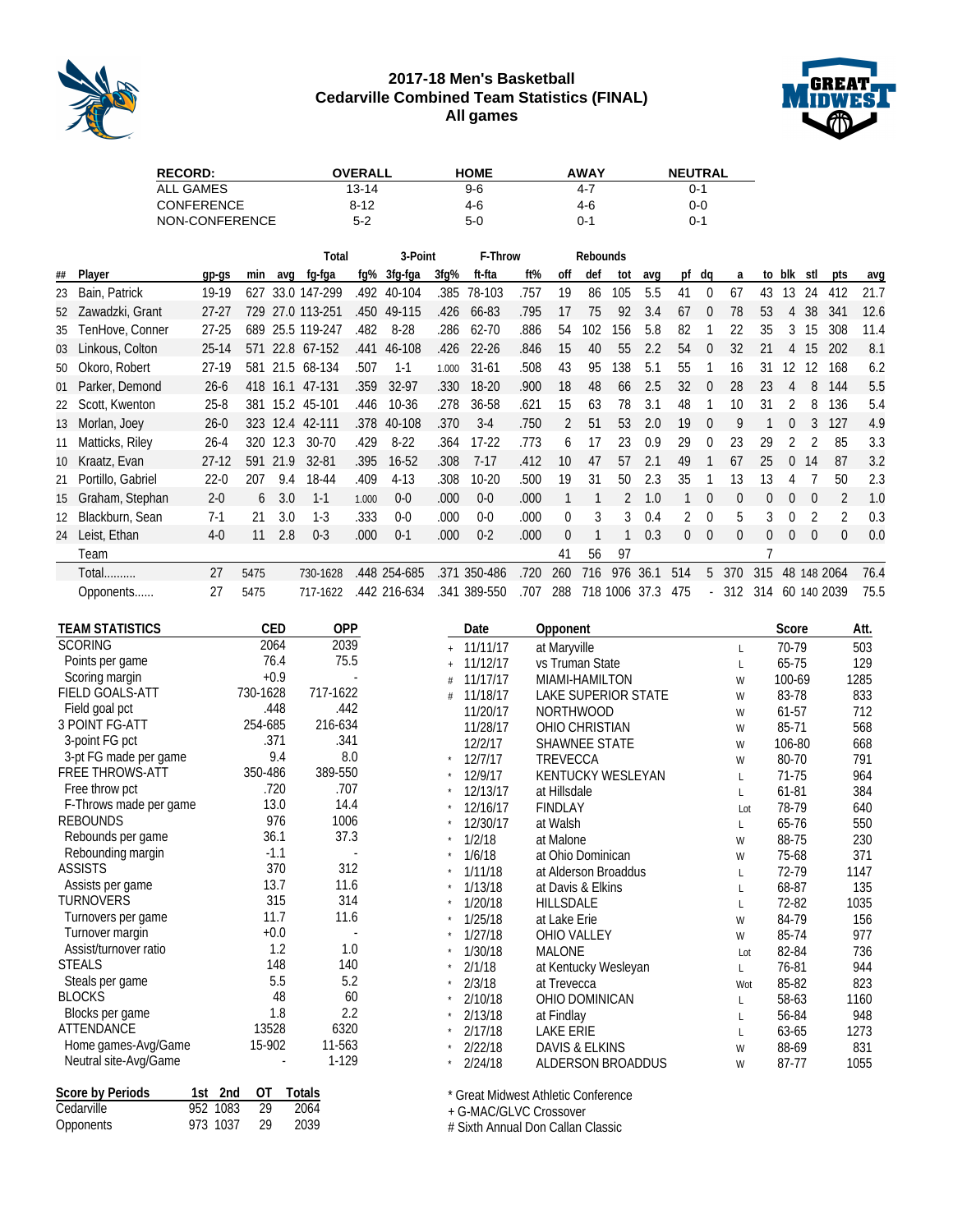# 2017-18 Men's Basketball
## Cedarville Combined Team Statistics (FINAL)
### All games

| RECORD: | OVERALL | HOME | AWAY | NEUTRAL |
|---|---|---|---|---|
| ALL GAMES | 13-14 | 9-6 | 4-7 | 0-1 |
| CONFERENCE | 8-12 | 4-6 | 4-6 | 0-0 |
| NON-CONFERENCE | 5-2 | 5-0 | 0-1 | 0-1 |

| | | | | | Total | | 3-Point | | F-Throw | | Rebounds | | | | | | | | | | | |
|---|---|---|---|---|---|---|---|---|---|---|---|---|---|---|---|---|---|---|---|---|---|---|
| ## | Player | gp-gs | min | avg | fg-fga | fg% | 3fg-fga | 3fg% | ft-fta | ft% | off | def | tot | avg | pf | dq | a | to | blk | stl | pts | avg |
| 23 | Bain, Patrick | 19-19 | 627 | 33.0 | 147-299 | .492 | 40-104 | .385 | 78-103 | .757 | 19 | 86 | 105 | 5.5 | 41 | 0 | 67 | 43 | 13 | 24 | 412 | 21.7 |
| 52 | Zawadzki, Grant | 27-27 | 729 | 27.0 | 113-251 | .450 | 49-115 | .426 | 66-83 | .795 | 17 | 75 | 92 | 3.4 | 67 | 0 | 78 | 53 | 4 | 38 | 341 | 12.6 |
| 35 | TenHove, Conner | 27-25 | 689 | 25.5 | 119-247 | .482 | 8-28 | .286 | 62-70 | .886 | 54 | 102 | 156 | 5.8 | 82 | 1 | 22 | 35 | 3 | 15 | 308 | 11.4 |
| 03 | Linkous, Colton | 25-14 | 571 | 22.8 | 67-152 | .441 | 46-108 | .426 | 22-26 | .846 | 15 | 40 | 55 | 2.2 | 54 | 0 | 32 | 21 | 4 | 15 | 202 | 8.1 |
| 50 | Okoro, Robert | 27-19 | 581 | 21.5 | 68-134 | .507 | 1-1 | 1.000 | 31-61 | .508 | 43 | 95 | 138 | 5.1 | 55 | 1 | 16 | 31 | 12 | 12 | 168 | 6.2 |
| 01 | Parker, Demond | 26-6 | 418 | 16.1 | 47-131 | .359 | 32-97 | .330 | 18-20 | .900 | 18 | 48 | 66 | 2.5 | 32 | 0 | 28 | 23 | 4 | 8 | 144 | 5.5 |
| 22 | Scott, Kwenton | 25-8 | 381 | 15.2 | 45-101 | .446 | 10-36 | .278 | 36-58 | .621 | 15 | 63 | 78 | 3.1 | 48 | 1 | 10 | 31 | 2 | 8 | 136 | 5.4 |
| 13 | Morlan, Joey | 26-0 | 323 | 12.4 | 42-111 | .378 | 40-108 | .370 | 3-4 | .750 | 2 | 51 | 53 | 2.0 | 19 | 0 | 9 | 1 | 0 | 3 | 127 | 4.9 |
| 11 | Matticks, Riley | 26-4 | 320 | 12.3 | 30-70 | .429 | 8-22 | .364 | 17-22 | .773 | 6 | 17 | 23 | 0.9 | 29 | 0 | 23 | 29 | 2 | 2 | 85 | 3.3 |
| 10 | Kraatz, Evan | 27-12 | 591 | 21.9 | 32-81 | .395 | 16-52 | .308 | 7-17 | .412 | 10 | 47 | 57 | 2.1 | 49 | 1 | 67 | 25 | 0 | 14 | 87 | 3.2 |
| 21 | Portillo, Gabriel | 22-0 | 207 | 9.4 | 18-44 | .409 | 4-13 | .308 | 10-20 | .500 | 19 | 31 | 50 | 2.3 | 35 | 1 | 13 | 13 | 4 | 7 | 50 | 2.3 |
| 15 | Graham, Stephan | 2-0 | 6 | 3.0 | 1-1 | 1.000 | 0-0 | .000 | 0-0 | .000 | 1 | 1 | 2 | 1.0 | 1 | 0 | 0 | 0 | 0 | 0 | 2 | 1.0 |
| 12 | Blackburn, Sean | 7-1 | 21 | 3.0 | 1-3 | .333 | 0-0 | .000 | 0-0 | .000 | 0 | 3 | 3 | 0.4 | 2 | 0 | 5 | 3 | 0 | 2 | 2 | 0.3 |
| 24 | Leist, Ethan | 4-0 | 11 | 2.8 | 0-3 | .000 | 0-1 | .000 | 0-2 | .000 | 0 | 1 | 1 | 0.3 | 0 | 0 | 0 | 0 | 0 | 0 | 0 | 0.0 |
| | Team | | | | | | | | | | 41 | 56 | 97 | | | | | 7 | | | | |
| | Total.......... | 27 | 5475 | | 730-1628 | .448 | 254-685 | .371 | 350-486 | .720 | 260 | 716 | 976 | 36.1 | 514 | 5 | 370 | 315 | 48 | 148 | 2064 | 76.4 |
| | Opponents...... | 27 | 5475 | | 717-1622 | .442 | 216-634 | .341 | 389-550 | .707 | 288 | 718 | 1006 | 37.3 | 475 | - | 312 | 314 | 60 | 140 | 2039 | 75.5 |

| TEAM STATISTICS | CED | OPP |
|---|---|---|
| SCORING | 2064 | 2039 |
| Points per game | 76.4 | 75.5 |
| Scoring margin | +0.9 | - |
| FIELD GOALS-ATT | 730-1628 | 717-1622 |
| Field goal pct | .448 | .442 |
| 3 POINT FG-ATT | 254-685 | 216-634 |
| 3-point FG pct | .371 | .341 |
| 3-pt FG made per game | 9.4 | 8.0 |
| FREE THROWS-ATT | 350-486 | 389-550 |
| Free throw pct | .720 | .707 |
| F-Throws made per game | 13.0 | 14.4 |
| REBOUNDS | 976 | 1006 |
| Rebounds per game | 36.1 | 37.3 |
| Rebounding margin | -1.1 | - |
| ASSISTS | 370 | 312 |
| Assists per game | 13.7 | 11.6 |
| TURNOVERS | 315 | 314 |
| Turnovers per game | 11.7 | 11.6 |
| Turnover margin | +0.0 | - |
| Assist/turnover ratio | 1.2 | 1.0 |
| STEALS | 148 | 140 |
| Steals per game | 5.5 | 5.2 |
| BLOCKS | 48 | 60 |
| Blocks per game | 1.8 | 2.2 |
| ATTENDANCE | 13528 | 6320 |
| Home games-Avg/Game | 15-902 | 11-563 |
| Neutral site-Avg/Game | - | 1-129 |

| Score by Periods | 1st | 2nd | OT | Totals |
|---|---|---|---|---|
| Cedarville | 952 | 1083 | 29 | 2064 |
| Opponents | 973 | 1037 | 29 | 2039 |

| | Date | Opponent | | Score | Att. |
|---|---|---|---|---|---|
| + | 11/11/17 | at Maryville | L | 70-79 | 503 |
| + | 11/12/17 | vs Truman State | L | 65-75 | 129 |
| # | 11/17/17 | MIAMI-HAMILTON | W | 100-69 | 1285 |
| # | 11/18/17 | LAKE SUPERIOR STATE | W | 83-78 | 833 |
| | 11/20/17 | NORTHWOOD | W | 61-57 | 712 |
| | 11/28/17 | OHIO CHRISTIAN | W | 85-71 | 568 |
| | 12/2/17 | SHAWNEE STATE | W | 106-80 | 668 |
| * | 12/7/17 | TREVECCA | W | 80-70 | 791 |
| * | 12/9/17 | KENTUCKY WESLEYAN | L | 71-75 | 964 |
| * | 12/13/17 | at Hillsdale | L | 61-81 | 384 |
| * | 12/16/17 | FINDLAY | Lot | 78-79 | 640 |
| * | 12/30/17 | at Walsh | L | 65-76 | 550 |
| * | 1/2/18 | at Malone | W | 88-75 | 230 |
| * | 1/6/18 | at Ohio Dominican | W | 75-68 | 371 |
| * | 1/11/18 | at Alderson Broaddus | L | 72-79 | 1147 |
| * | 1/13/18 | at Davis & Elkins | L | 68-87 | 135 |
| * | 1/20/18 | HILLSDALE | L | 72-82 | 1035 |
| * | 1/25/18 | at Lake Erie | W | 84-79 | 156 |
| * | 1/27/18 | OHIO VALLEY | W | 85-74 | 977 |
| * | 1/30/18 | MALONE | Lot | 82-84 | 736 |
| * | 2/1/18 | at Kentucky Wesleyan | L | 76-81 | 944 |
| * | 2/3/18 | at Trevecca | Wot | 85-82 | 823 |
| * | 2/10/18 | OHIO DOMINICAN | L | 58-63 | 1160 |
| * | 2/13/18 | at Findlay | L | 56-84 | 948 |
| * | 2/17/18 | LAKE ERIE | L | 63-65 | 1273 |
| * | 2/22/18 | DAVIS & ELKINS | W | 88-69 | 831 |
| * | 2/24/18 | ALDERSON BROADDUS | W | 87-77 | 1055 |

* Great Midwest Athletic Conference
+ G-MAC/GLVC Crossover
# Sixth Annual Don Callan Classic